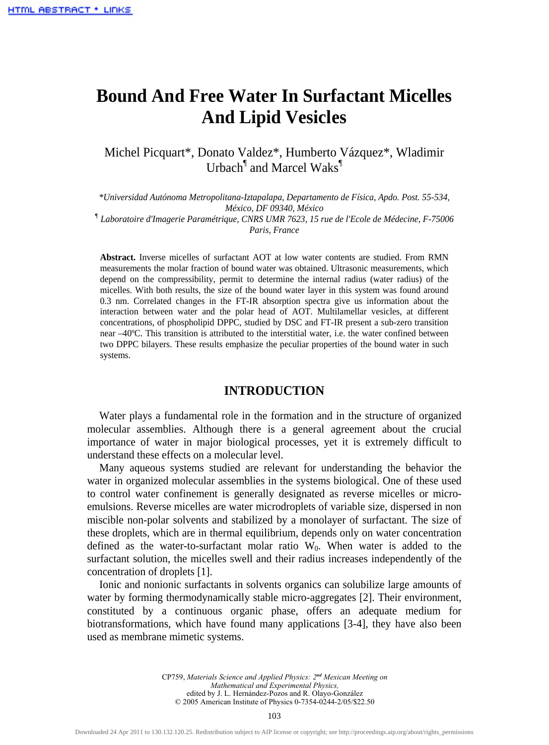# Bound And Free Water In Surfactant Micelles And Lipid Vesicles

Michel Picquart*, Donato Valdez*, Humberto Vázquez*, Wladimir Urbach¶ and Marcel Waks¶

*Universidad Autónoma Metropolitana-Iztapalapa, Departamento de Física, Apdo. Post. 55-534, México, DF 09340, México

¶ Laboratoire d'Imagerie Paramétrique, CNRS UMR 7623, 15 rue de l'Ecole de Médecine, F-75006 Paris, France

**Abstract.** Inverse micelles of surfactant AOT at low water contents are studied. From RMN measurements the molar fraction of bound water was obtained. Ultrasonic measurements, which depend on the compressibility, permit to determine the internal radius (water radius) of the micelles. With both results, the size of the bound water layer in this system was found around 0.3 nm. Correlated changes in the FT-IR absorption spectra give us information about the interaction between water and the polar head of AOT. Multilamellar vesicles, at different concentrations, of phospholipid DPPC, studied by DSC and FT-IR present a sub-zero transition near –40ºC. This transition is attributed to the interstitial water, i.e. the water confined between two DPPC bilayers. These results emphasize the peculiar properties of the bound water in such systems.

## INTRODUCTION

Water plays a fundamental role in the formation and in the structure of organized molecular assemblies. Although there is a general agreement about the crucial importance of water in major biological processes, yet it is extremely difficult to understand these effects on a molecular level.

Many aqueous systems studied are relevant for understanding the behavior the water in organized molecular assemblies in the systems biological. One of these used to control water confinement is generally designated as reverse micelles or micro-emulsions. Reverse micelles are water microdroplets of variable size, dispersed in non miscible non-polar solvents and stabilized by a monolayer of surfactant. The size of these droplets, which are in thermal equilibrium, depends only on water concentration defined as the water-to-surfactant molar ratio $W_0$. When water is added to the surfactant solution, the micelles swell and their radius increases independently of the concentration of droplets [1].

Ionic and nonionic surfactants in solvents organics can solubilize large amounts of water by forming thermodynamically stable micro-aggregates [2]. Their environment, constituted by a continuous organic phase, offers an adequate medium for biotransformations, which have found many applications [3-4], they have also been used as membrane mimetic systems.

CP759, *Materials Science and Applied Physics: 2nd Mexican Meeting on Mathematical and Experimental Physics,* edited by J. L. Hernández-Pozos and R. Olayo-González
© 2005 American Institute of Physics 0-7354-0244-2/05/$22.50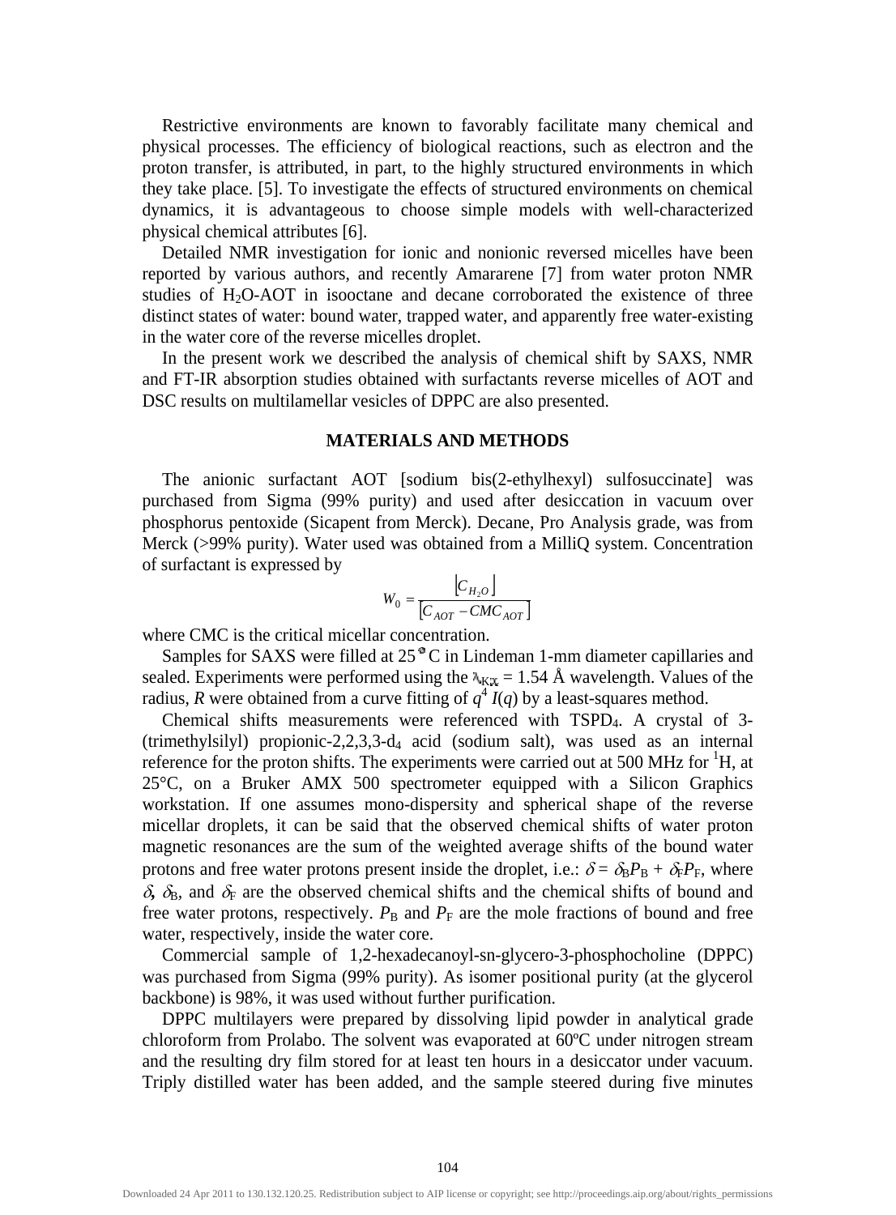Restrictive environments are known to favorably facilitate many chemical and physical processes. The efficiency of biological reactions, such as electron and the proton transfer, is attributed, in part, to the highly structured environments in which they take place. [5]. To investigate the effects of structured environments on chemical dynamics, it is advantageous to choose simple models with well-characterized physical chemical attributes [6].

Detailed NMR investigation for ionic and nonionic reversed micelles have been reported by various authors, and recently Amararene [7] from water proton NMR studies of $H_2O$-AOT in isooctane and decane corroborated the existence of three distinct states of water: bound water, trapped water, and apparently free water-existing in the water core of the reverse micelles droplet.

In the present work we described the analysis of chemical shift by SAXS, NMR and FT-IR absorption studies obtained with surfactants reverse micelles of AOT and DSC results on multilamellar vesicles of DPPC are also presented.

## MATERIALS AND METHODS

The anionic surfactant AOT [sodium bis(2-ethylhexyl) sulfosuccinate] was purchased from Sigma (99% purity) and used after desiccation in vacuum over phosphorus pentoxide (Sicapent from Merck). Decane, Pro Analysis grade, was from Merck (>99% purity). Water used was obtained from a MilliQ system. Concentration of surfactant is expressed by

$$W_0 = \frac{\left[C_{H_2O}\right]}{\left[C_{AOT} - CMC_{AOT}\right]}$$

where CMC is the critical micellar concentration.

Samples for SAXS were filled at 25°C in Lindeman 1-mm diameter capillaries and sealed. Experiments were performed using the $\lambda_{K\alpha}$ = 1.54 Å wavelength. Values of the radius, $R$ were obtained from a curve fitting of $q^4 I(q)$ by a least-squares method.

Chemical shifts measurements were referenced with $TSPD_4$. A crystal of 3-(trimethylsilyl) propionic-2,2,3,3-$d_4$ acid (sodium salt), was used as an internal reference for the proton shifts. The experiments were carried out at 500 MHz for $^1$H, at 25°C, on a Bruker AMX 500 spectrometer equipped with a Silicon Graphics workstation. If one assumes mono-dispersity and spherical shape of the reverse micellar droplets, it can be said that the observed chemical shifts of water proton magnetic resonances are the sum of the weighted average shifts of the bound water protons and free water protons present inside the droplet, i.e.: $\delta = \delta_B P_B + \delta_F P_F$, where $\delta$, $\delta_B$, and $\delta_F$ are the observed chemical shifts and the chemical shifts of bound and free water protons, respectively. $P_B$ and $P_F$ are the mole fractions of bound and free water, respectively, inside the water core.

Commercial sample of 1,2-hexadecanoyl-sn-glycero-3-phosphocholine (DPPC) was purchased from Sigma (99% purity). As isomer positional purity (at the glycerol backbone) is 98%, it was used without further purification.

DPPC multilayers were prepared by dissolving lipid powder in analytical grade chloroform from Prolabo. The solvent was evaporated at 60ºC under nitrogen stream and the resulting dry film stored for at least ten hours in a desiccator under vacuum. Triply distilled water has been added, and the sample steered during five minutes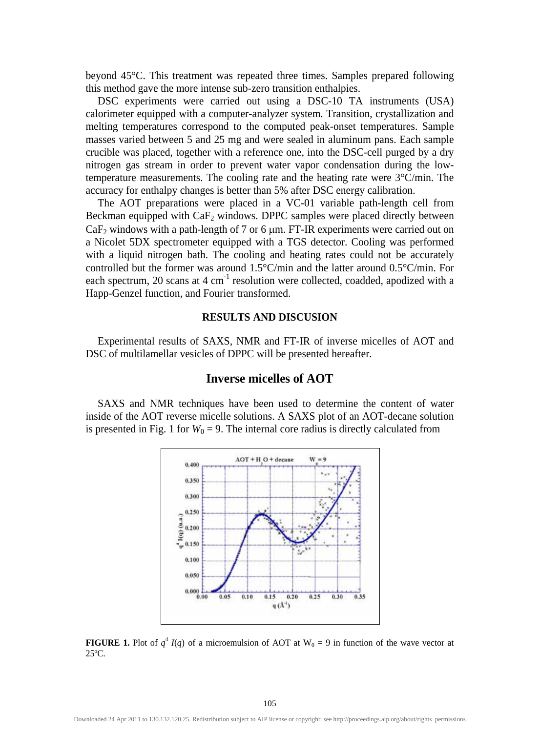beyond 45°C. This treatment was repeated three times. Samples prepared following this method gave the more intense sub-zero transition enthalpies.

DSC experiments were carried out using a DSC-10 TA instruments (USA) calorimeter equipped with a computer-analyzer system. Transition, crystallization and melting temperatures correspond to the computed peak-onset temperatures. Sample masses varied between 5 and 25 mg and were sealed in aluminum pans. Each sample crucible was placed, together with a reference one, into the DSC-cell purged by a dry nitrogen gas stream in order to prevent water vapor condensation during the low-temperature measurements. The cooling rate and the heating rate were 3°C/min. The accuracy for enthalpy changes is better than 5% after DSC energy calibration.

The AOT preparations were placed in a VC-01 variable path-length cell from Beckman equipped with $CaF_2$ windows. DPPC samples were placed directly between $CaF_2$ windows with a path-length of 7 or 6 μm. FT-IR experiments were carried out on a Nicolet 5DX spectrometer equipped with a TGS detector. Cooling was performed with a liquid nitrogen bath. The cooling and heating rates could not be accurately controlled but the former was around 1.5°C/min and the latter around 0.5°C/min. For each spectrum, 20 scans at 4 $cm^{-1}$ resolution were collected, coadded, apodized with a Happ-Genzel function, and Fourier transformed.

## RESULTS AND DISCUSION

Experimental results of SAXS, NMR and FT-IR of inverse micelles of AOT and DSC of multilamellar vesicles of DPPC will be presented hereafter.

## Inverse micelles of AOT

SAXS and NMR techniques have been used to determine the content of water inside of the AOT reverse micelle solutions. A SAXS plot of an AOT-decane solution is presented in Fig. 1 for $W_0 = 9$. The internal core radius is directly calculated from

**FIGURE 1.** Plot of $q^4\,I(q)$ of a microemulsion of AOT at $W_0 = 9$ in function of the wave vector at 25ºC.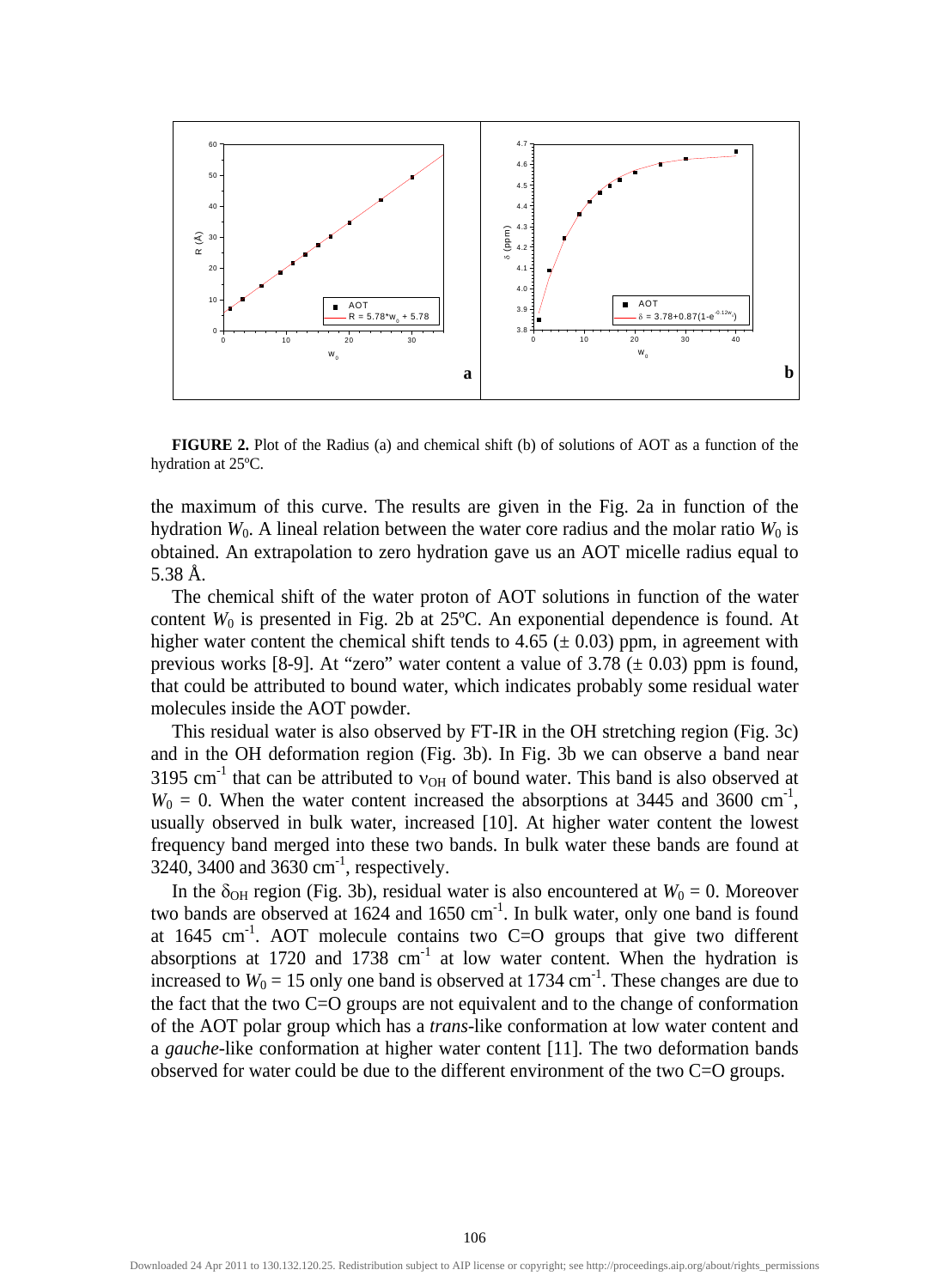**FIGURE 2.** Plot of the Radius (a) and chemical shift (b) of solutions of AOT as a function of the hydration at 25ºC.

the maximum of this curve. The results are given in the Fig. 2a in function of the hydration $W_0$. A lineal relation between the water core radius and the molar ratio $W_0$ is obtained. An extrapolation to zero hydration gave us an AOT micelle radius equal to 5.38 Å.

The chemical shift of the water proton of AOT solutions in function of the water content $W_0$ is presented in Fig. 2b at 25ºC. An exponential dependence is found. At higher water content the chemical shift tends to 4.65 (± 0.03) ppm, in agreement with previous works [8-9]. At "zero" water content a value of 3.78 (± 0.03) ppm is found, that could be attributed to bound water, which indicates probably some residual water molecules inside the AOT powder.

This residual water is also observed by FT-IR in the OH stretching region (Fig. 3c) and in the OH deformation region (Fig. 3b). In Fig. 3b we can observe a band near 3195 $cm^{-1}$ that can be attributed to $\nu_{OH}$ of bound water. This band is also observed at $W_0$ = 0. When the water content increased the absorptions at 3445 and 3600 $cm^{-1}$, usually observed in bulk water, increased [10]. At higher water content the lowest frequency band merged into these two bands. In bulk water these bands are found at 3240, 3400 and 3630 $cm^{-1}$, respectively.

In the $\delta_{OH}$ region (Fig. 3b), residual water is also encountered at $W_0$ = 0. Moreover two bands are observed at 1624 and 1650 $cm^{-1}$. In bulk water, only one band is found at 1645 $cm^{-1}$. AOT molecule contains two C=O groups that give two different absorptions at 1720 and 1738 $cm^{-1}$ at low water content. When the hydration is increased to $W_0$ = 15 only one band is observed at 1734 $cm^{-1}$. These changes are due to the fact that the two C=O groups are not equivalent and to the change of conformation of the AOT polar group which has a *trans*-like conformation at low water content and a *gauche*-like conformation at higher water content [11]. The two deformation bands observed for water could be due to the different environment of the two C=O groups.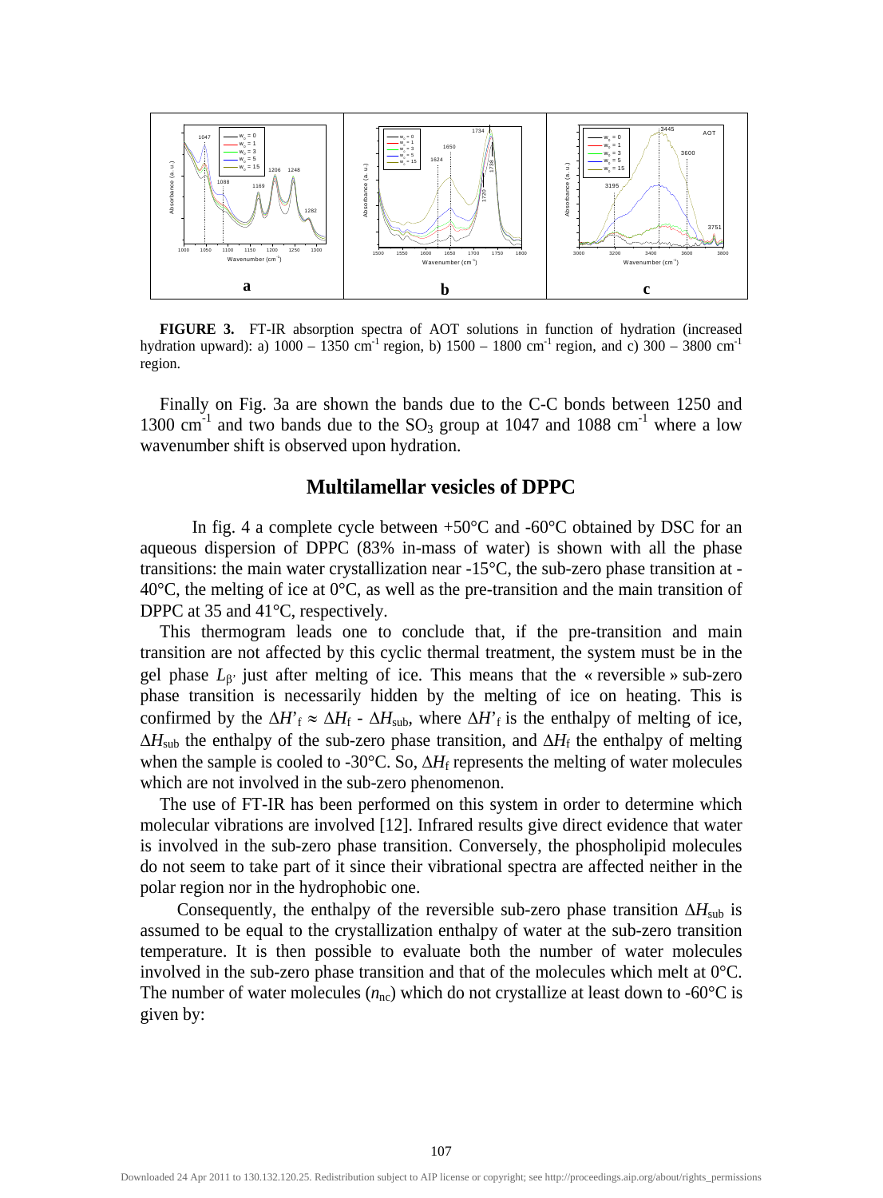**FIGURE 3.** FT-IR absorption spectra of AOT solutions in function of hydration (increased hydration upward): a) 1000 – 1350 cm$^{-1}$ region, b) 1500 – 1800 cm$^{-1}$ region, and c) 300 – 3800 cm$^{-1}$ region.

Finally on Fig. 3a are shown the bands due to the C-C bonds between 1250 and 1300 cm$^{-1}$ and two bands due to the $SO_3$ group at 1047 and 1088 cm$^{-1}$ where a low wavenumber shift is observed upon hydration.

## Multilamellar vesicles of DPPC

In fig. 4 a complete cycle between +50°C and -60°C obtained by DSC for an aqueous dispersion of DPPC (83% in-mass of water) is shown with all the phase transitions: the main water crystallization near -15°C, the sub-zero phase transition at -40°C, the melting of ice at 0°C, as well as the pre-transition and the main transition of DPPC at 35 and 41°C, respectively.

This thermogram leads one to conclude that, if the pre-transition and main transition are not affected by this cyclic thermal treatment, the system must be in the gel phase $L_{\beta'}$ just after melting of ice. This means that the « reversible » sub-zero phase transition is necessarily hidden by the melting of ice on heating. This is confirmed by the $\Delta H'_f \approx \Delta H_f - \Delta H_{sub}$, where $\Delta H'_f$ is the enthalpy of melting of ice, $\Delta H_{sub}$ the enthalpy of the sub-zero phase transition, and $\Delta H_f$ the enthalpy of melting when the sample is cooled to -30°C. So, $\Delta H_f$ represents the melting of water molecules which are not involved in the sub-zero phenomenon.

The use of FT-IR has been performed on this system in order to determine which molecular vibrations are involved [12]. Infrared results give direct evidence that water is involved in the sub-zero phase transition. Conversely, the phospholipid molecules do not seem to take part of it since their vibrational spectra are affected neither in the polar region nor in the hydrophobic one.

Consequently, the enthalpy of the reversible sub-zero phase transition $\Delta H_{sub}$ is assumed to be equal to the crystallization enthalpy of water at the sub-zero transition temperature. It is then possible to evaluate both the number of water molecules involved in the sub-zero phase transition and that of the molecules which melt at 0°C. The number of water molecules ($n_{nc}$) which do not crystallize at least down to -60°C is given by: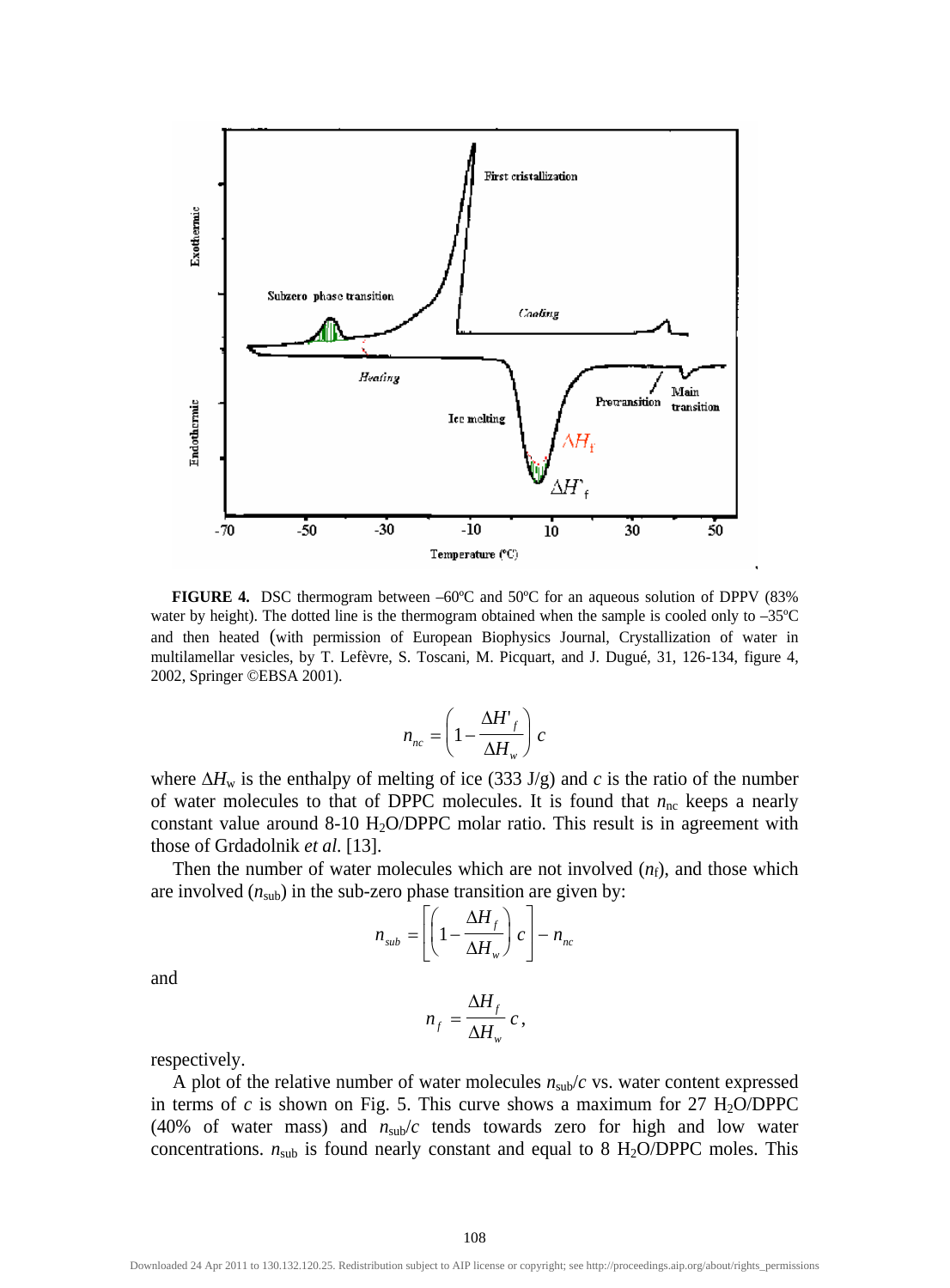**FIGURE 4.** DSC thermogram between –60ºC and 50ºC for an aqueous solution of DPPV (83% water by height). The dotted line is the thermogram obtained when the sample is cooled only to –35ºC and then heated (with permission of European Biophysics Journal, Crystallization of water in multilamellar vesicles, by T. Lefèvre, S. Toscani, M. Picquart, and J. Dugué, 31, 126-134, figure 4, 2002, Springer ©EBSA 2001).

$$n_{nc} = \left(1 - \frac{\Delta H'_f}{\Delta H_w}\right) c$$

where $\Delta H_w$ is the enthalpy of melting of ice (333 J/g) and $c$ is the ratio of the number of water molecules to that of DPPC molecules. It is found that $n_{nc}$ keeps a nearly constant value around 8-10 $H_2O$/DPPC molar ratio. This result is in agreement with those of Grdadolnik *et al.* [13].

Then the number of water molecules which are not involved ($n_f$), and those which are involved ($n_{sub}$) in the sub-zero phase transition are given by:

$$n_{sub} = \left[\left(1 - \frac{\Delta H_f}{\Delta H_w}\right) c\right] - n_{nc}$$

and

$$n_f = \frac{\Delta H_f}{\Delta H_w} c,$$

respectively.

A plot of the relative number of water molecules $n_{sub}/c$ vs. water content expressed in terms of $c$ is shown on Fig. 5. This curve shows a maximum for 27 $H_2O$/DPPC (40% of water mass) and $n_{sub}/c$ tends towards zero for high and low water concentrations. $n_{sub}$ is found nearly constant and equal to 8 $H_2O$/DPPC moles. This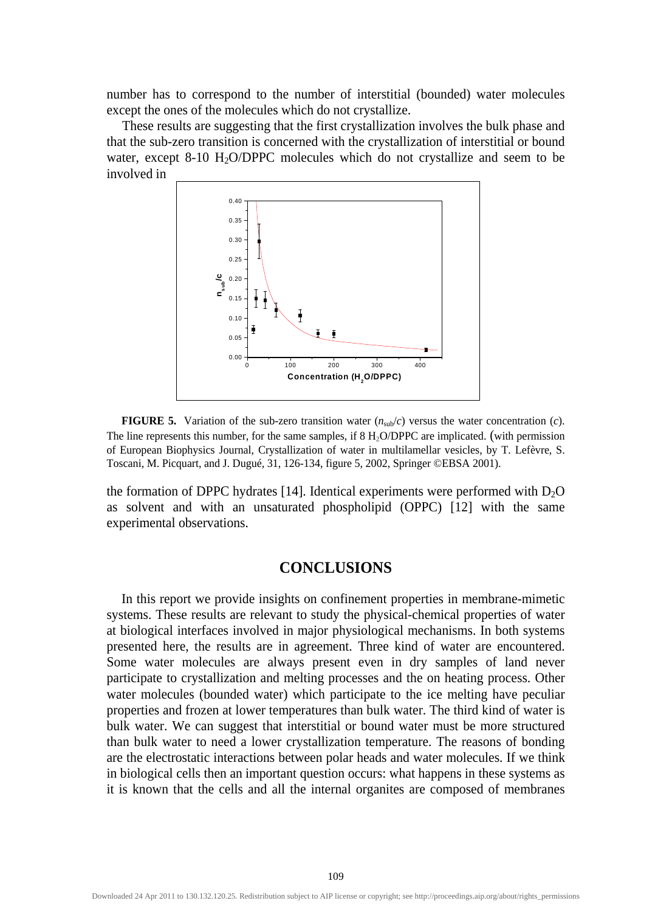number has to correspond to the number of interstitial (bounded) water molecules except the ones of the molecules which do not crystallize.

These results are suggesting that the first crystallization involves the bulk phase and that the sub-zero transition is concerned with the crystallization of interstitial or bound water, except 8-10 $H_2O$/DPPC molecules which do not crystallize and seem to be involved in the formation of DPPC hydrates [14]. Identical experiments were performed with $D_2O$ as solvent and with an unsaturated phospholipid (OPPC) [12] with the same experimental observations.

**FIGURE 5.** Variation of the sub-zero transition water ($n_{sub}/c$) versus the water concentration ($c$). The line represents this number, for the same samples, if 8 $H_2O$/DPPC are implicated. (with permission of European Biophysics Journal, Crystallization of water in multilamellar vesicles, by T. Lefèvre, S. Toscani, M. Picquart, and J. Dugué, 31, 126-134, figure 5, 2002, Springer ©EBSA 2001).

## CONCLUSIONS

In this report we provide insights on confinement properties in membrane-mimetic systems. These results are relevant to study the physical-chemical properties of water at biological interfaces involved in major physiological mechanisms. In both systems presented here, the results are in agreement. Three kind of water are encountered. Some water molecules are always present even in dry samples of land never participate to crystallization and melting processes and the on heating process. Other water molecules (bounded water) which participate to the ice melting have peculiar properties and frozen at lower temperatures than bulk water. The third kind of water is bulk water. We can suggest that interstitial or bound water must be more structured than bulk water to need a lower crystallization temperature. The reasons of bonding are the electrostatic interactions between polar heads and water molecules. If we think in biological cells then an important question occurs: what happens in these systems as it is known that the cells and all the internal organites are composed of membranes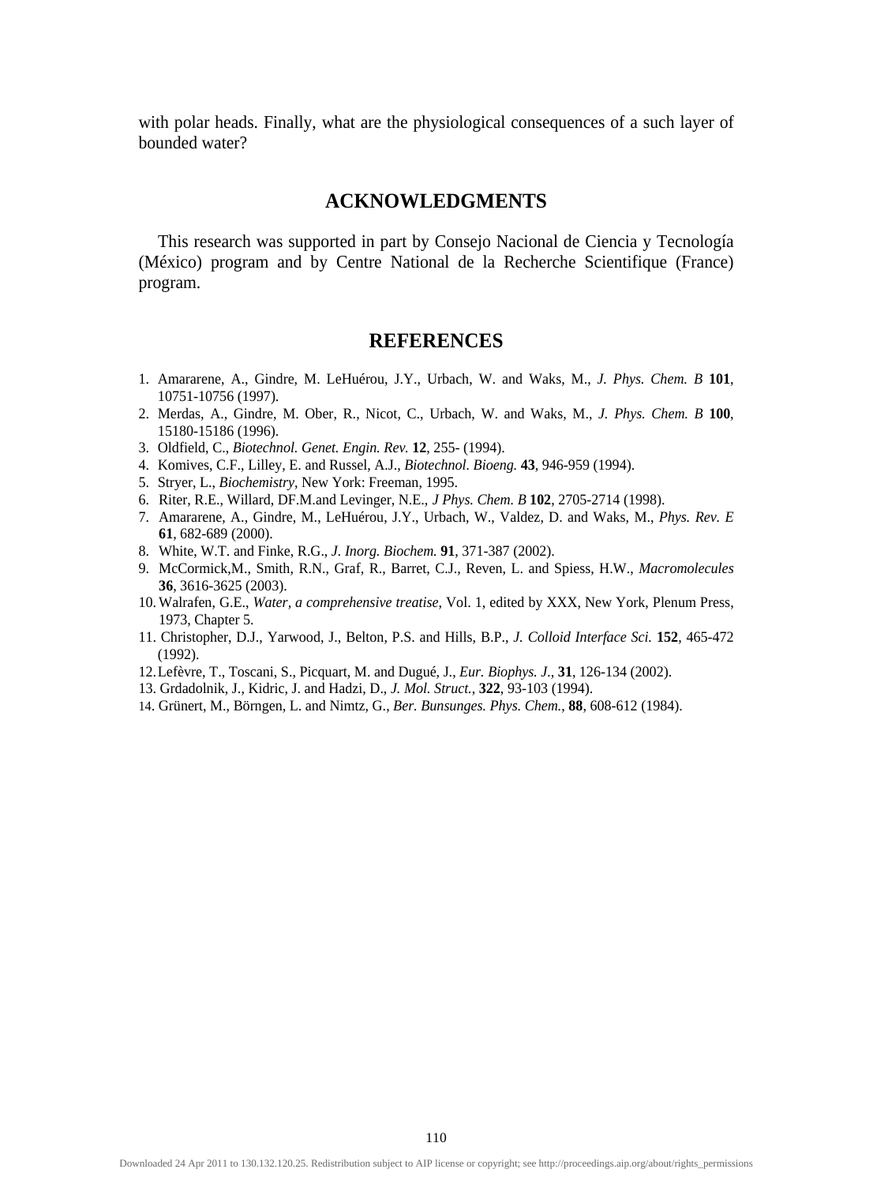with polar heads. Finally, what are the physiological consequences of a such layer of bounded water?

## ACKNOWLEDGMENTS

This research was supported in part by Consejo Nacional de Ciencia y Tecnología (México) program and by Centre National de la Recherche Scientifique (France) program.

## REFERENCES

1. Amararene, A., Gindre, M. LeHuérou, J.Y., Urbach, W. and Waks, M., *J. Phys. Chem. B* **101**, 10751-10756 (1997).
2. Merdas, A., Gindre, M. Ober, R., Nicot, C., Urbach, W. and Waks, M., *J. Phys. Chem. B* **100**, 15180-15186 (1996).
3. Oldfield, C., *Biotechnol. Genet. Engin. Rev.* **12**, 255- (1994).
4. Komives, C.F., Lilley, E. and Russel, A.J., *Biotechnol. Bioeng.* **43**, 946-959 (1994).
5. Stryer, L., *Biochemistry*, New York: Freeman, 1995.
6. Riter, R.E., Willard, DF.M.and Levinger, N.E., *J Phys. Chem. B* **102**, 2705-2714 (1998).
7. Amararene, A., Gindre, M., LeHuérou, J.Y., Urbach, W., Valdez, D. and Waks, M., *Phys. Rev. E* **61**, 682-689 (2000).
8. White, W.T. and Finke, R.G., *J. Inorg. Biochem.* **91**, 371-387 (2002).
9. McCormick,M., Smith, R.N., Graf, R., Barret, C.J., Reven, L. and Spiess, H.W., *Macromolecules* **36**, 3616-3625 (2003).
10. Walrafen, G.E., *Water, a comprehensive treatise*, Vol. 1, edited by XXX, New York, Plenum Press, 1973, Chapter 5.
11. Christopher, D.J., Yarwood, J., Belton, P.S. and Hills, B.P., *J. Colloid Interface Sci.* **152**, 465-472 (1992).
12. Lefèvre, T., Toscani, S., Picquart, M. and Dugué, J., *Eur. Biophys. J.*, **31**, 126-134 (2002).
13. Grdadolnik, J., Kidric, J. and Hadzi, D., *J. Mol. Struct.*, **322**, 93-103 (1994).
14. Grünert, M., Börngen, L. and Nimtz, G., *Ber. Bunsunges. Phys. Chem.*, **88**, 608-612 (1984).